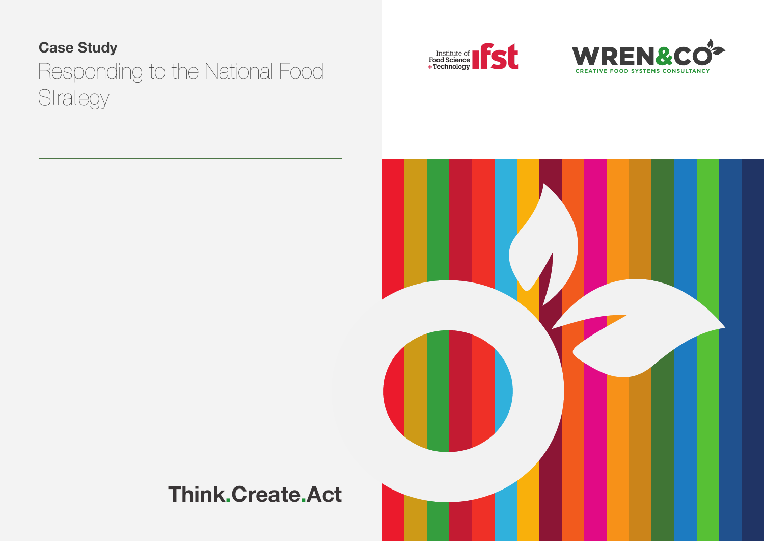**Case Study**

# Responding to the National Food Strategy

Institute of Food Science + Technology

WREN&CO
CREATIVE FOOD SYSTEMS CONSULTANCY

**Think.Create.Act**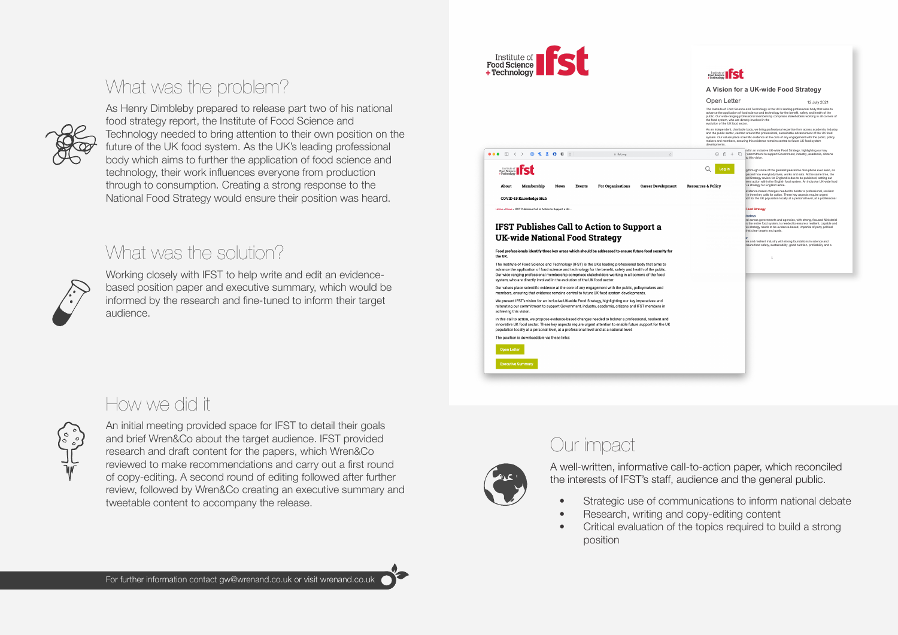## What was the problem?

As Henry Dimbleby prepared to release part two of his national food strategy report, the Institute of Food Science and Technology needed to bring attention to their own position on the future of the UK food system. As the UK's leading professional body which aims to further the application of food science and technology, their work influences everyone from production through to consumption. Creating a strong response to the National Food Strategy would ensure their position was heard.

## What was the solution?

Working closely with IFST to help write and edit an evidence-based position paper and executive summary, which would be informed by the research and fine-tuned to inform their target audience.

## How we did it

An initial meeting provided space for IFST to detail their goals and brief Wren&Co about the target audience. IFST provided research and draft content for the papers, which Wren&Co reviewed to make recommendations and carry out a first round of copy-editing. A second round of editing followed after further review, followed by Wren&Co creating an executive summary and tweetable content to accompany the release.

## Our impact

A well-written, informative call-to-action paper, which reconciled the interests of IFST's staff, audience and the general public.

- Strategic use of communications to inform national debate
- Research, writing and copy-editing content
- Critical evaluation of the topics required to build a strong position

For further information contact gw@wrenand.co.uk or visit wrenand.co.uk